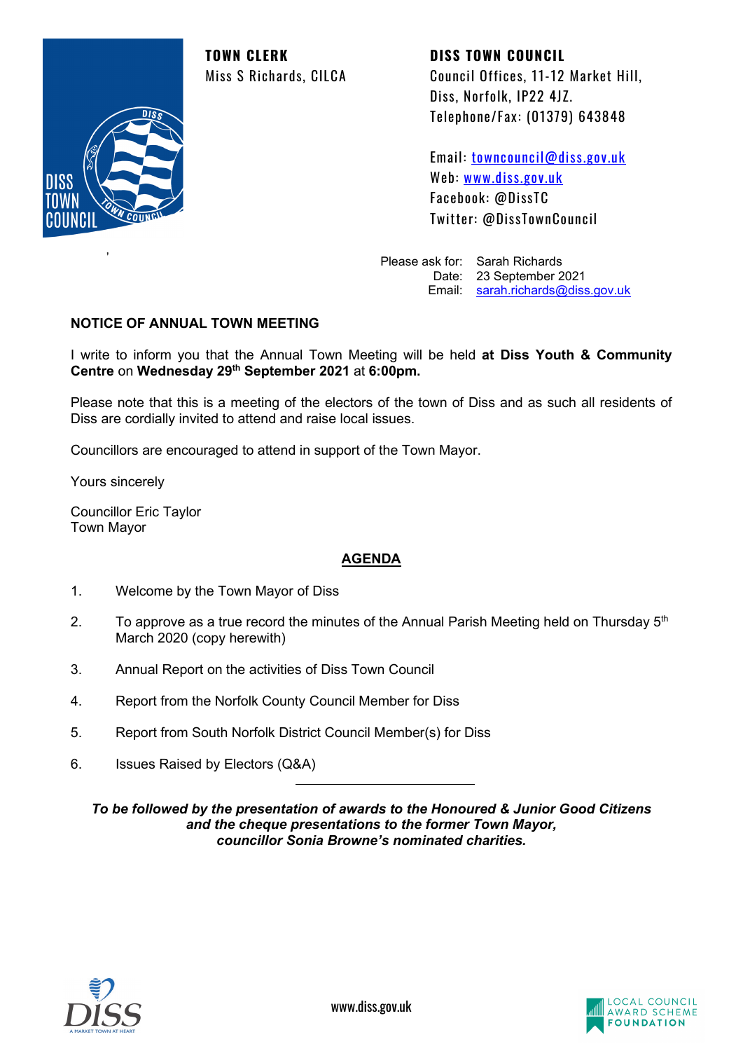**TOWN CLERK**
Miss S Richards, CILCA

**DISS TOWN COUNCIL**
Council Offices, 11-12 Market Hill,
Diss, Norfolk, IP22 4JZ.
Telephone/Fax: (01379) 643848

Email: towncouncil@diss.gov.uk
Web: www.diss.gov.uk
Facebook: @DissTC
Twitter: @DissTownCouncil

Please ask for: Sarah Richards
Date: 23 September 2021
Email: sarah.richards@diss.gov.uk

## NOTICE OF ANNUAL TOWN MEETING

I write to inform you that the Annual Town Meeting will be held **at Diss Youth & Community Centre** on **Wednesday 29th September 2021** at **6:00pm.**

Please note that this is a meeting of the electors of the town of Diss and as such all residents of Diss are cordially invited to attend and raise local issues.

Councillors are encouraged to attend in support of the Town Mayor.

Yours sincerely

Councillor Eric Taylor
Town Mayor

## AGENDA

1. Welcome by the Town Mayor of Diss
2. To approve as a true record the minutes of the Annual Parish Meeting held on Thursday 5th March 2020 (copy herewith)
3. Annual Report on the activities of Diss Town Council
4. Report from the Norfolk County Council Member for Diss
5. Report from South Norfolk District Council Member(s) for Diss
6. Issues Raised by Electors (Q&A)

---

***To be followed by the presentation of awards to the Honoured & Junior Good Citizens and the cheque presentations to the former Town Mayor, councillor Sonia Browne's nominated charities.***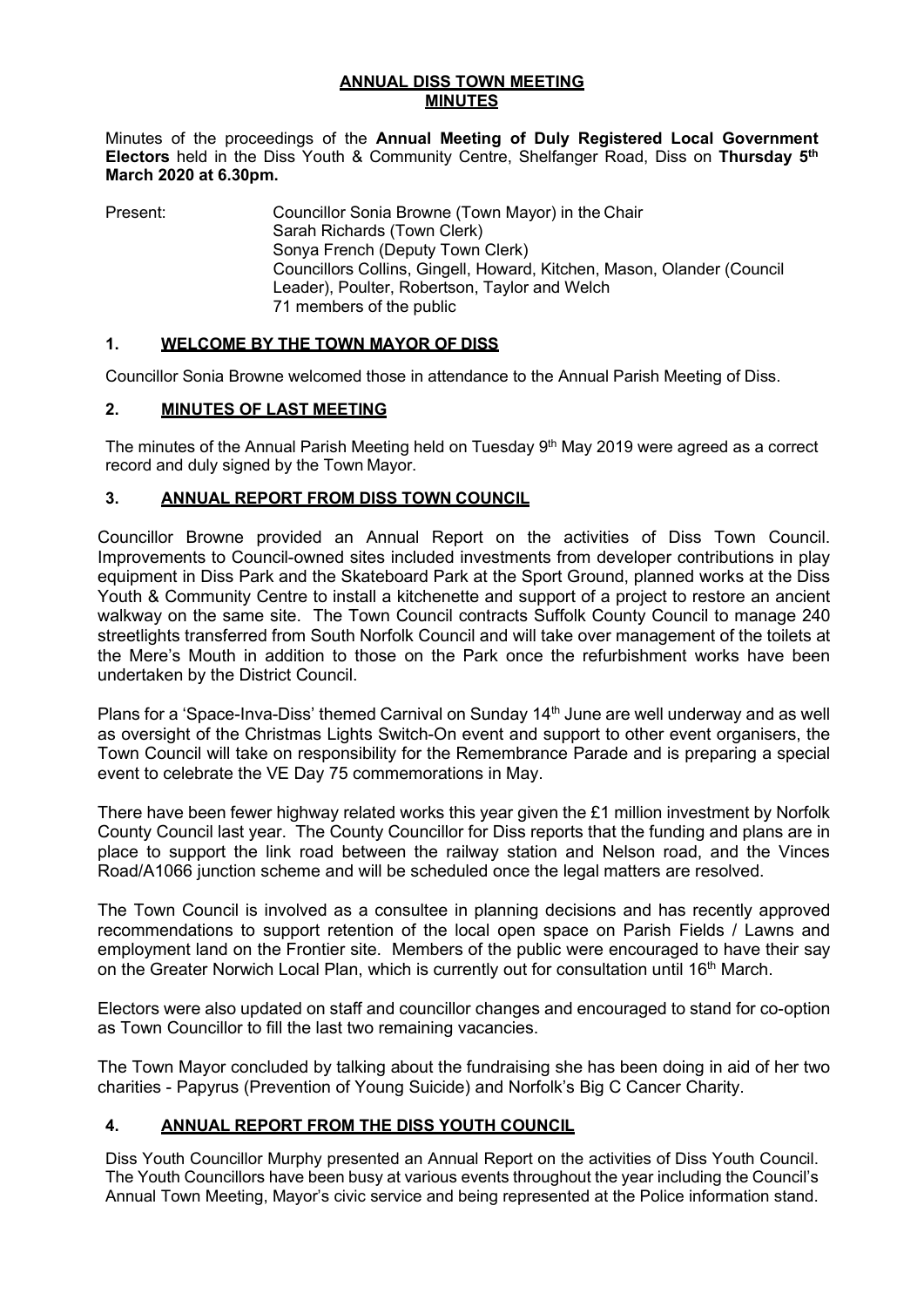## ANNUAL DISS TOWN MEETING
## MINUTES

Minutes of the proceedings of the **Annual Meeting of Duly Registered Local Government Electors** held in the Diss Youth & Community Centre, Shelfanger Road, Diss on **Thursday 5th March 2020 at 6.30pm.**

Present: Councillor Sonia Browne (Town Mayor) in the Chair
Sarah Richards (Town Clerk)
Sonya French (Deputy Town Clerk)
Councillors Collins, Gingell, Howard, Kitchen, Mason, Olander (Council Leader), Poulter, Robertson, Taylor and Welch
71 members of the public

### 1. WELCOME BY THE TOWN MAYOR OF DISS

Councillor Sonia Browne welcomed those in attendance to the Annual Parish Meeting of Diss.

### 2. MINUTES OF LAST MEETING

The minutes of the Annual Parish Meeting held on Tuesday 9th May 2019 were agreed as a correct record and duly signed by the Town Mayor.

### 3. ANNUAL REPORT FROM DISS TOWN COUNCIL

Councillor Browne provided an Annual Report on the activities of Diss Town Council. Improvements to Council-owned sites included investments from developer contributions in play equipment in Diss Park and the Skateboard Park at the Sport Ground, planned works at the Diss Youth & Community Centre to install a kitchenette and support of a project to restore an ancient walkway on the same site. The Town Council contracts Suffolk County Council to manage 240 streetlights transferred from South Norfolk Council and will take over management of the toilets at the Mere's Mouth in addition to those on the Park once the refurbishment works have been undertaken by the District Council.

Plans for a 'Space-Inva-Diss' themed Carnival on Sunday 14th June are well underway and as well as oversight of the Christmas Lights Switch-On event and support to other event organisers, the Town Council will take on responsibility for the Remembrance Parade and is preparing a special event to celebrate the VE Day 75 commemorations in May.

There have been fewer highway related works this year given the £1 million investment by Norfolk County Council last year. The County Councillor for Diss reports that the funding and plans are in place to support the link road between the railway station and Nelson road, and the Vinces Road/A1066 junction scheme and will be scheduled once the legal matters are resolved.

The Town Council is involved as a consultee in planning decisions and has recently approved recommendations to support retention of the local open space on Parish Fields / Lawns and employment land on the Frontier site. Members of the public were encouraged to have their say on the Greater Norwich Local Plan, which is currently out for consultation until 16th March.

Electors were also updated on staff and councillor changes and encouraged to stand for co-option as Town Councillor to fill the last two remaining vacancies.

The Town Mayor concluded by talking about the fundraising she has been doing in aid of her two charities - Papyrus (Prevention of Young Suicide) and Norfolk's Big C Cancer Charity.

### 4. ANNUAL REPORT FROM THE DISS YOUTH COUNCIL

Diss Youth Councillor Murphy presented an Annual Report on the activities of Diss Youth Council. The Youth Councillors have been busy at various events throughout the year including the Council's Annual Town Meeting, Mayor's civic service and being represented at the Police information stand.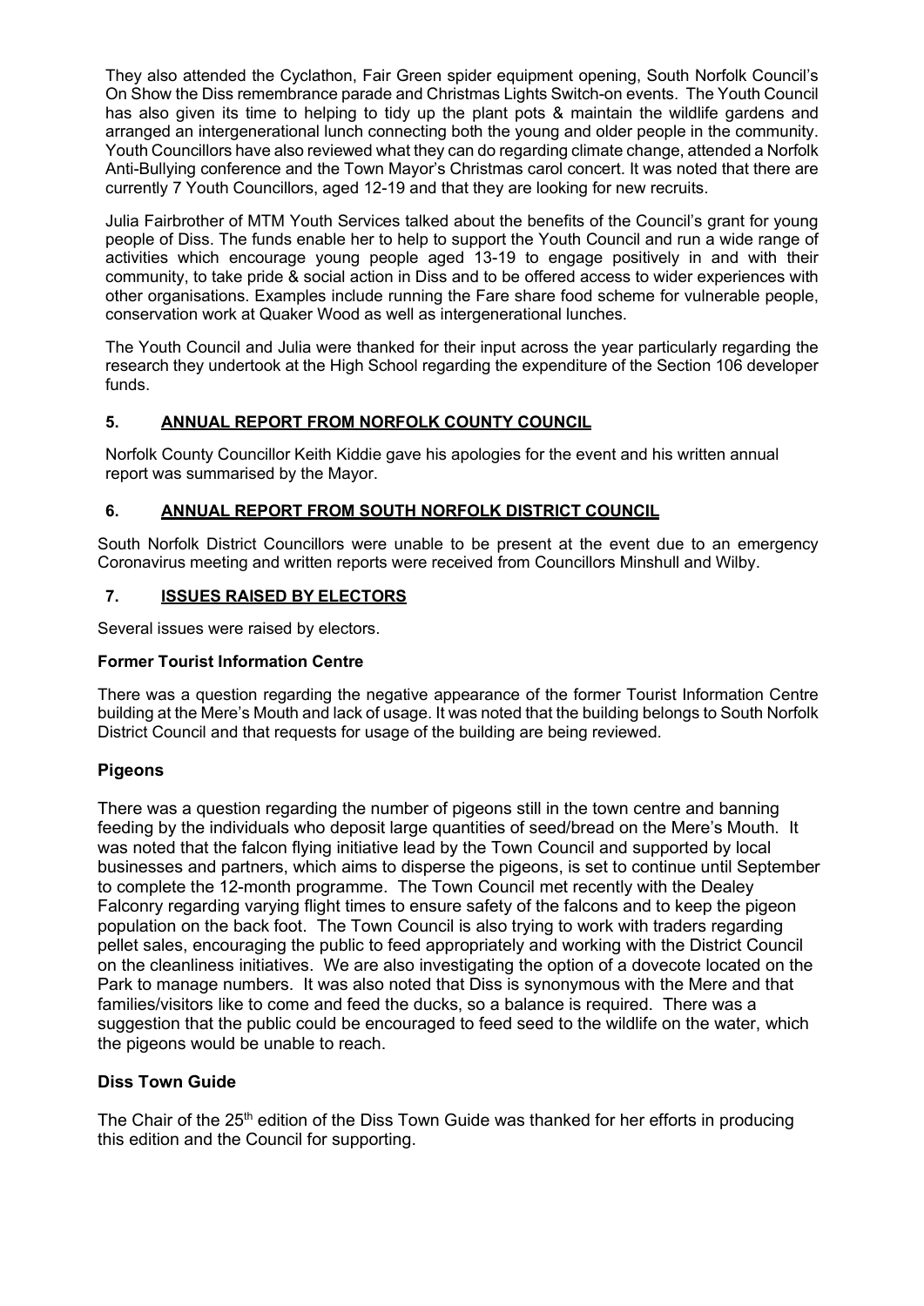They also attended the Cyclathon, Fair Green spider equipment opening, South Norfolk Council's On Show the Diss remembrance parade and Christmas Lights Switch-on events. The Youth Council has also given its time to helping to tidy up the plant pots & maintain the wildlife gardens and arranged an intergenerational lunch connecting both the young and older people in the community. Youth Councillors have also reviewed what they can do regarding climate change, attended a Norfolk Anti-Bullying conference and the Town Mayor's Christmas carol concert. It was noted that there are currently 7 Youth Councillors, aged 12-19 and that they are looking for new recruits.

Julia Fairbrother of MTM Youth Services talked about the benefits of the Council's grant for young people of Diss. The funds enable her to help to support the Youth Council and run a wide range of activities which encourage young people aged 13-19 to engage positively in and with their community, to take pride & social action in Diss and to be offered access to wider experiences with other organisations. Examples include running the Fare share food scheme for vulnerable people, conservation work at Quaker Wood as well as intergenerational lunches.

The Youth Council and Julia were thanked for their input across the year particularly regarding the research they undertook at the High School regarding the expenditure of the Section 106 developer funds.

## 5. ANNUAL REPORT FROM NORFOLK COUNTY COUNCIL

Norfolk County Councillor Keith Kiddie gave his apologies for the event and his written annual report was summarised by the Mayor.

## 6. ANNUAL REPORT FROM SOUTH NORFOLK DISTRICT COUNCIL

South Norfolk District Councillors were unable to be present at the event due to an emergency Coronavirus meeting and written reports were received from Councillors Minshull and Wilby.

## 7. ISSUES RAISED BY ELECTORS

Several issues were raised by electors.

### Former Tourist Information Centre

There was a question regarding the negative appearance of the former Tourist Information Centre building at the Mere's Mouth and lack of usage. It was noted that the building belongs to South Norfolk District Council and that requests for usage of the building are being reviewed.

### Pigeons

There was a question regarding the number of pigeons still in the town centre and banning feeding by the individuals who deposit large quantities of seed/bread on the Mere's Mouth. It was noted that the falcon flying initiative lead by the Town Council and supported by local businesses and partners, which aims to disperse the pigeons, is set to continue until September to complete the 12-month programme. The Town Council met recently with the Dealey Falconry regarding varying flight times to ensure safety of the falcons and to keep the pigeon population on the back foot. The Town Council is also trying to work with traders regarding pellet sales, encouraging the public to feed appropriately and working with the District Council on the cleanliness initiatives. We are also investigating the option of a dovecote located on the Park to manage numbers. It was also noted that Diss is synonymous with the Mere and that families/visitors like to come and feed the ducks, so a balance is required. There was a suggestion that the public could be encouraged to feed seed to the wildlife on the water, which the pigeons would be unable to reach.

### Diss Town Guide

The Chair of the 25th edition of the Diss Town Guide was thanked for her efforts in producing this edition and the Council for supporting.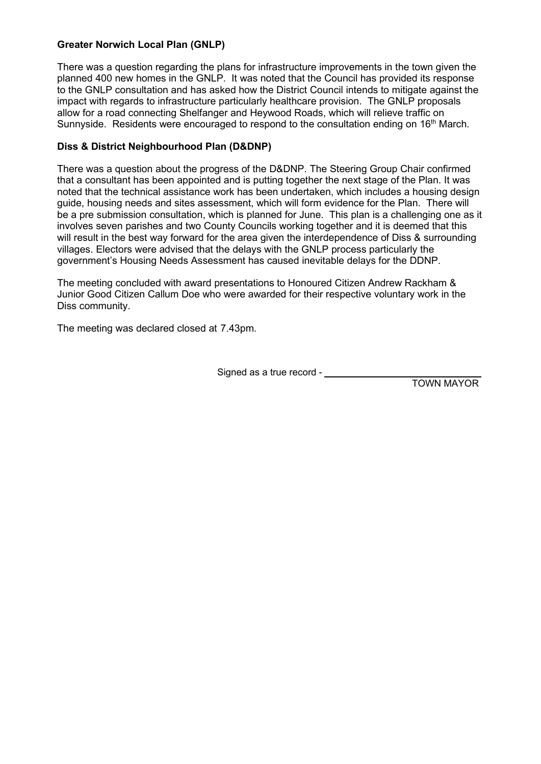**Greater Norwich Local Plan (GNLP)**

There was a question regarding the plans for infrastructure improvements in the town given the planned 400 new homes in the GNLP. It was noted that the Council has provided its response to the GNLP consultation and has asked how the District Council intends to mitigate against the impact with regards to infrastructure particularly healthcare provision. The GNLP proposals allow for a road connecting Shelfanger and Heywood Roads, which will relieve traffic on Sunnyside. Residents were encouraged to respond to the consultation ending on 16th March.

**Diss & District Neighbourhood Plan (D&DNP)**

There was a question about the progress of the D&DNP. The Steering Group Chair confirmed that a consultant has been appointed and is putting together the next stage of the Plan. It was noted that the technical assistance work has been undertaken, which includes a housing design guide, housing needs and sites assessment, which will form evidence for the Plan. There will be a pre submission consultation, which is planned for June. This plan is a challenging one as it involves seven parishes and two County Councils working together and it is deemed that this will result in the best way forward for the area given the interdependence of Diss & surrounding villages. Electors were advised that the delays with the GNLP process particularly the government's Housing Needs Assessment has caused inevitable delays for the DDNP.

The meeting concluded with award presentations to Honoured Citizen Andrew Rackham & Junior Good Citizen Callum Doe who were awarded for their respective voluntary work in the Diss community.

The meeting was declared closed at 7.43pm.

Signed as a true record - ______________________________

TOWN MAYOR